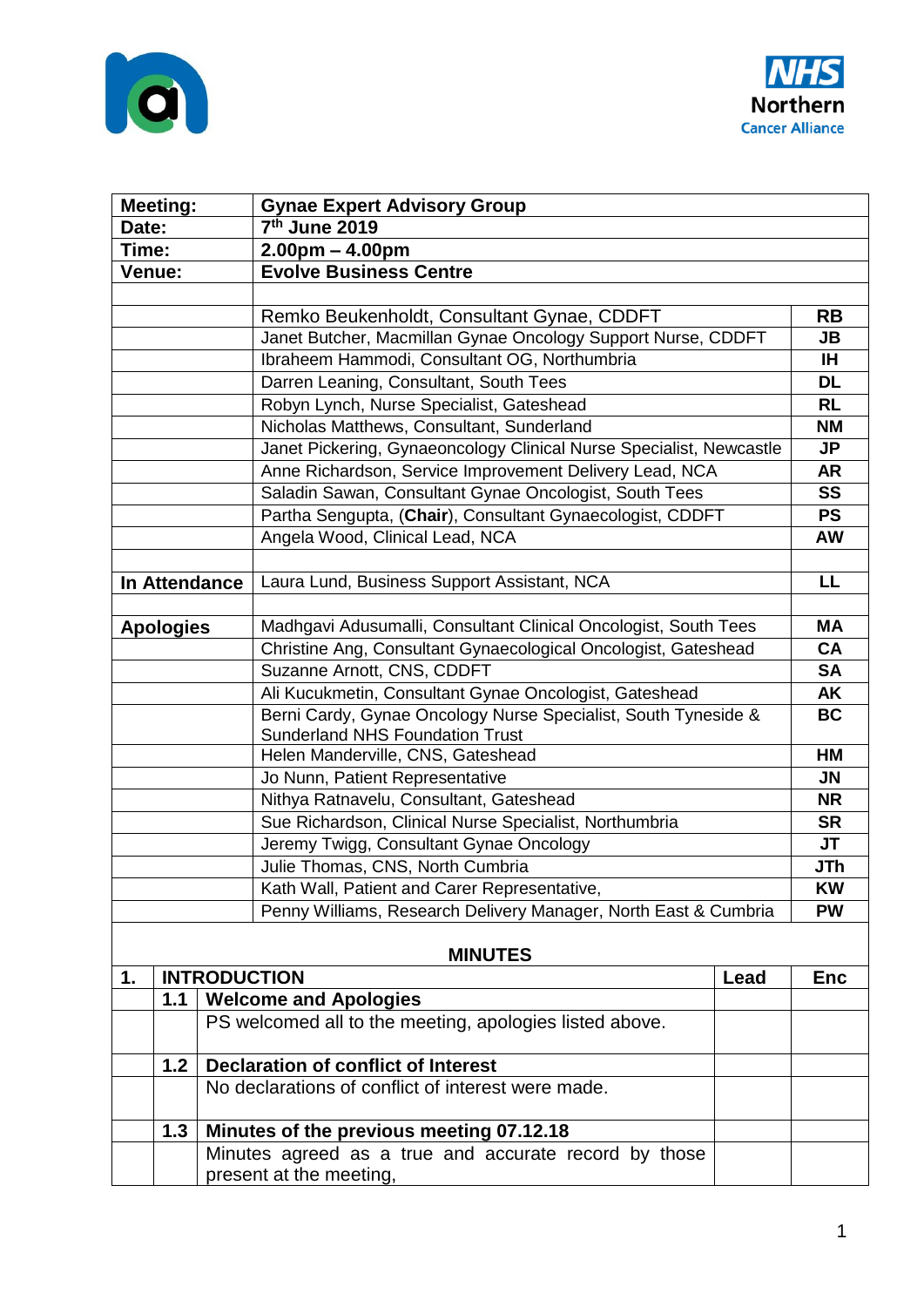| Meeting: | Gynae Expert Advisory Group | |
|---|---|---|
| Date: | 7th June 2019 | |
| Time: | 2.00pm – 4.00pm | |
| Venue: | Evolve Business Centre | |
| | | |
| | Remko Beukenholdt, Consultant Gynae, CDDFT | RB |
| | Janet Butcher, Macmillan Gynae Oncology Support Nurse, CDDFT | JB |
| | Ibraheem Hammodi, Consultant OG, Northumbria | IH |
| | Darren Leaning, Consultant, South Tees | DL |
| | Robyn Lynch, Nurse Specialist, Gateshead | RL |
| | Nicholas Matthews, Consultant, Sunderland | NM |
| | Janet Pickering, Gynaeoncology Clinical Nurse Specialist, Newcastle | JP |
| | Anne Richardson, Service Improvement Delivery Lead, NCA | AR |
| | Saladin Sawan, Consultant Gynae Oncologist, South Tees | SS |
| | Partha Sengupta, (**Chair**), Consultant Gynaecologist, CDDFT | PS |
| | Angela Wood, Clinical Lead, NCA | AW |
| | | |
| **In Attendance** | Laura Lund, Business Support Assistant, NCA | LL |
| | | |
| **Apologies** | Madhgavi Adusumalli, Consultant Clinical Oncologist, South Tees | MA |
| | Christine Ang, Consultant Gynaecological Oncologist, Gateshead | CA |
| | Suzanne Arnott, CNS, CDDFT | SA |
| | Ali Kucukmetin, Consultant Gynae Oncologist, Gateshead | AK |
| | Berni Cardy, Gynae Oncology Nurse Specialist, South Tyneside & Sunderland NHS Foundation Trust | BC |
| | Helen Manderville, CNS, Gateshead | HM |
| | Jo Nunn, Patient Representative | JN |
| | Nithya Ratnavelu, Consultant, Gateshead | NR |
| | Sue Richardson, Clinical Nurse Specialist, Northumbria | SR |
| | Jeremy Twigg, Consultant Gynae Oncology | JT |
| | Julie Thomas, CNS, North Cumbria | JTh |
| | Kath Wall, Patient and Carer Representative, | KW |
| | Penny Williams, Research Delivery Manager, North East & Cumbria | PW |

**MINUTES**

| 1. | INTRODUCTION | | Lead | Enc |
|---|---|---|---|---|
| | 1.1 | **Welcome and Apologies** | | |
| | | PS welcomed all to the meeting, apologies listed above. | | |
| | 1.2 | **Declaration of conflict of Interest** | | |
| | | No declarations of conflict of interest were made. | | |
| | 1.3 | **Minutes of the previous meeting 07.12.18** | | |
| | | Minutes agreed as a true and accurate record by those present at the meeting, | | |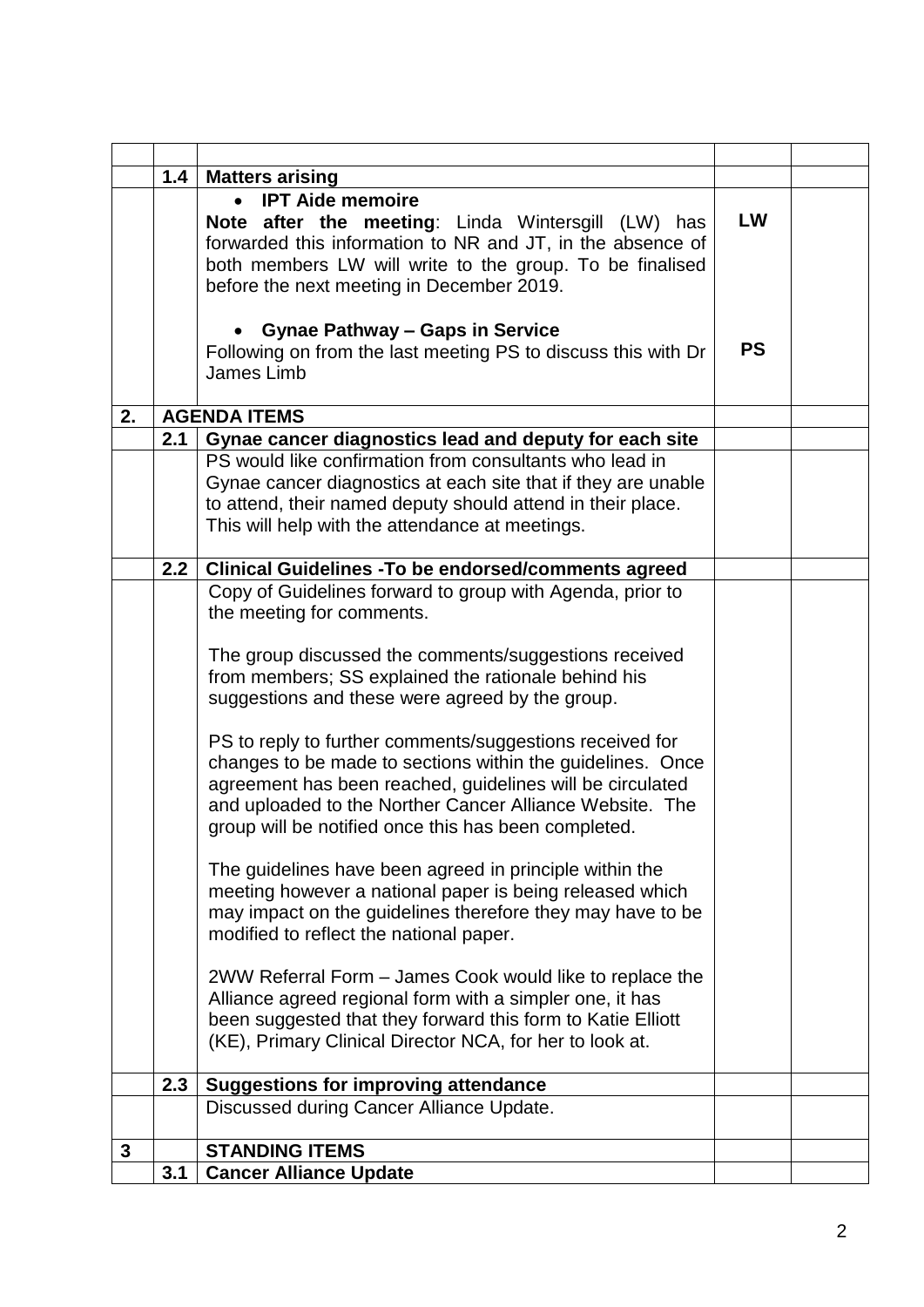| | | | | |
|---|---|---|---|---|
| | **1.4** | **Matters arising** | | |
| | | • **IPT Aide memoire**<br>**Note after the meeting**: Linda Wintersgill (LW) has forwarded this information to NR and JT, in the absence of both members LW will write to the group. To be finalised before the next meeting in December 2019.<br><br>• **Gynae Pathway – Gaps in Service**<br>Following on from the last meeting PS to discuss this with Dr James Limb | **LW**<br><br><br><br><br>**PS** | |
| **2.** | | **AGENDA ITEMS** | | |
| | **2.1** | **Gynae cancer diagnostics lead and deputy for each site** | | |
| | | PS would like confirmation from consultants who lead in Gynae cancer diagnostics at each site that if they are unable to attend, their named deputy should attend in their place. This will help with the attendance at meetings. | | |
| | **2.2** | **Clinical Guidelines -To be endorsed/comments agreed** | | |
| | | Copy of Guidelines forward to group with Agenda, prior to the meeting for comments.<br><br>The group discussed the comments/suggestions received from members; SS explained the rationale behind his suggestions and these were agreed by the group.<br><br>PS to reply to further comments/suggestions received for changes to be made to sections within the guidelines. Once agreement has been reached, guidelines will be circulated and uploaded to the Norther Cancer Alliance Website. The group will be notified once this has been completed.<br><br>The guidelines have been agreed in principle within the meeting however a national paper is being released which may impact on the guidelines therefore they may have to be modified to reflect the national paper.<br><br>2WW Referral Form – James Cook would like to replace the Alliance agreed regional form with a simpler one, it has been suggested that they forward this form to Katie Elliott (KE), Primary Clinical Director NCA, for her to look at. | | |
| | **2.3** | **Suggestions for improving attendance** | | |
| | | Discussed during Cancer Alliance Update. | | |
| **3** | | **STANDING ITEMS** | | |
| | **3.1** | **Cancer Alliance Update** | | |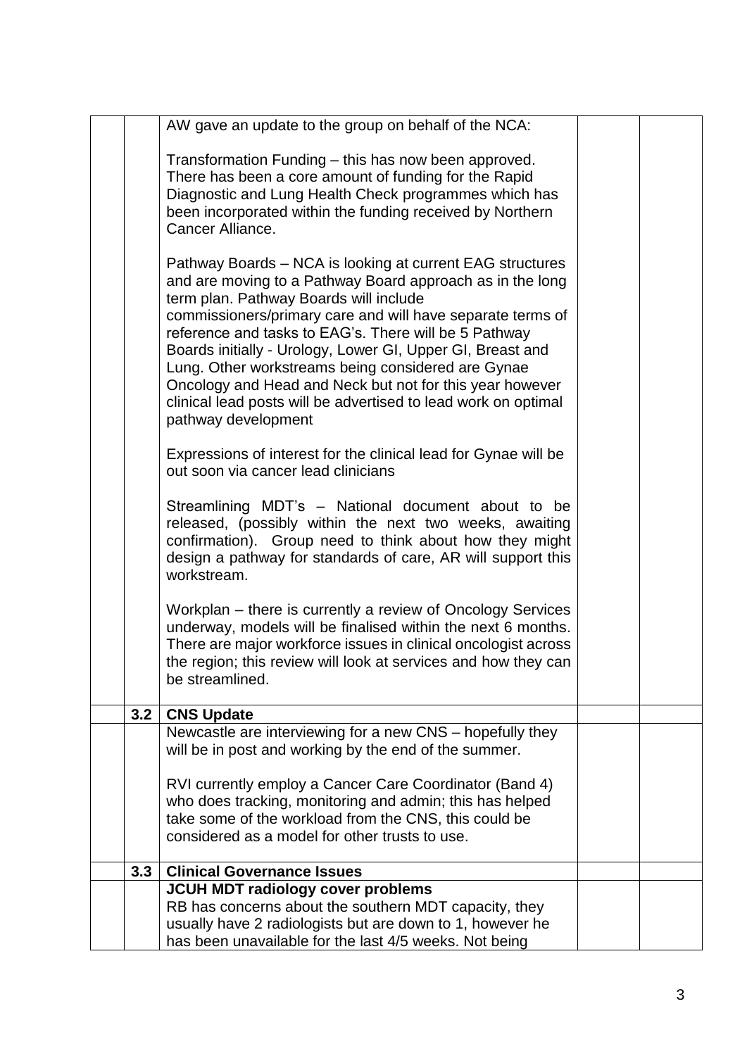| | | | | |
|---|---|---|---|---|
| | | AW gave an update to the group on behalf of the NCA:<br><br>Transformation Funding – this has now been approved. There has been a core amount of funding for the Rapid Diagnostic and Lung Health Check programmes which has been incorporated within the funding received by Northern Cancer Alliance.<br><br>Pathway Boards – NCA is looking at current EAG structures and are moving to a Pathway Board approach as in the long term plan. Pathway Boards will include commissioners/primary care and will have separate terms of reference and tasks to EAG's. There will be 5 Pathway Boards initially - Urology, Lower GI, Upper GI, Breast and Lung. Other workstreams being considered are Gynae Oncology and Head and Neck but not for this year however clinical lead posts will be advertised to lead work on optimal pathway development<br><br>Expressions of interest for the clinical lead for Gynae will be out soon via cancer lead clinicians<br><br>Streamlining MDT's – National document about to be released, (possibly within the next two weeks, awaiting confirmation). Group need to think about how they might design a pathway for standards of care, AR will support this workstream.<br><br>Workplan – there is currently a review of Oncology Services underway, models will be finalised within the next 6 months. There are major workforce issues in clinical oncologist across the region; this review will look at services and how they can be streamlined. | | |
| | 3.2 | **CNS Update** | | |
| | | Newcastle are interviewing for a new CNS – hopefully they will be in post and working by the end of the summer.<br><br>RVI currently employ a Cancer Care Coordinator (Band 4) who does tracking, monitoring and admin; this has helped take some of the workload from the CNS, this could be considered as a model for other trusts to use. | | |
| | 3.3 | **Clinical Governance Issues** | | |
| | | **JCUH MDT radiology cover problems**<br>RB has concerns about the southern MDT capacity, they usually have 2 radiologists but are down to 1, however he has been unavailable for the last 4/5 weeks. Not being | | |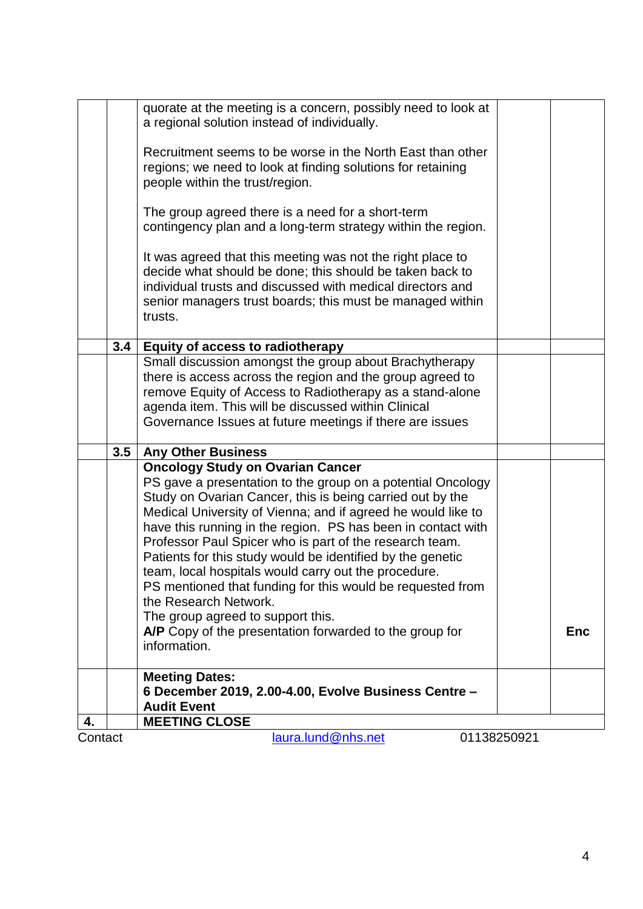| | | | | |
|---|---|---|---|---|
| | | quorate at the meeting is a concern, possibly need to look at a regional solution instead of individually.<br><br>Recruitment seems to be worse in the North East than other regions; we need to look at finding solutions for retaining people within the trust/region.<br><br>The group agreed there is a need for a short-term contingency plan and a long-term strategy within the region.<br><br>It was agreed that this meeting was not the right place to decide what should be done; this should be taken back to individual trusts and discussed with medical directors and senior managers trust boards; this must be managed within trusts. | | |
| | **3.4** | **Equity of access to radiotherapy** | | |
| | | Small discussion amongst the group about Brachytherapy there is access across the region and the group agreed to remove Equity of Access to Radiotherapy as a stand-alone agenda item. This will be discussed within Clinical Governance Issues at future meetings if there are issues | | |
| | **3.5** | **Any Other Business** | | |
| | | **Oncology Study on Ovarian Cancer**<br>PS gave a presentation to the group on a potential Oncology Study on Ovarian Cancer, this is being carried out by the Medical University of Vienna; and if agreed he would like to have this running in the region. PS has been in contact with Professor Paul Spicer who is part of the research team. Patients for this study would be identified by the genetic team, local hospitals would carry out the procedure.<br>PS mentioned that funding for this would be requested from the Research Network.<br>The group agreed to support this.<br>**A/P** Copy of the presentation forwarded to the group for information. | | **Enc** |
| | | **Meeting Dates:**<br>**6 December 2019, 2.00-4.00, Evolve Business Centre – Audit Event** | | |
| **4.** | | **MEETING CLOSE** | | |

Contact laura.lund@nhs.net 01138250921